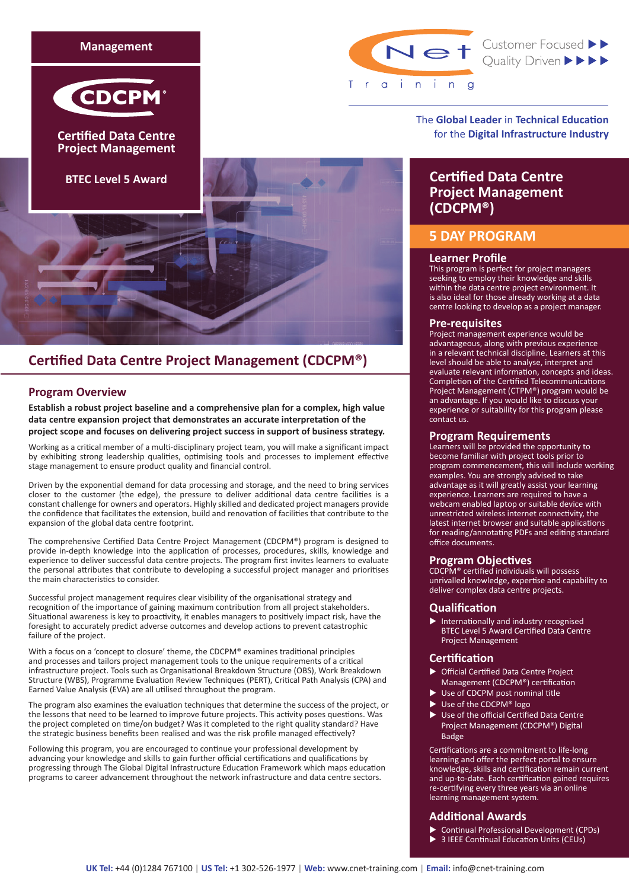Management

CDCPM®

**Certified Data Centre Project Management**

**BTEC Level 5 Award**

Net Training

Customer Focused ▶▶
Quality Driven ▶▶▶▶

The **Global Leader** in **Technical Education** for the **Digital Infrastructure Industry**

# Certified Data Centre Project Management (CDCPM®)

## Program Overview

**Establish a robust project baseline and a comprehensive plan for a complex, high value data centre expansion project that demonstrates an accurate interpretation of the project scope and focuses on delivering project success in support of business strategy.**

Working as a critical member of a multi-disciplinary project team, you will make a significant impact by exhibiting strong leadership qualities, optimising tools and processes to implement effective stage management to ensure product quality and financial control.

Driven by the exponential demand for data processing and storage, and the need to bring services closer to the customer (the edge), the pressure to deliver additional data centre facilities is a constant challenge for owners and operators. Highly skilled and dedicated project managers provide the confidence that facilitates the extension, build and renovation of facilities that contribute to the expansion of the global data centre footprint.

The comprehensive Certified Data Centre Project Management (CDCPM®) program is designed to provide in-depth knowledge into the application of processes, procedures, skills, knowledge and experience to deliver successful data centre projects. The program first invites learners to evaluate the personal attributes that contribute to developing a successful project manager and prioritises the main characteristics to consider.

Successful project management requires clear visibility of the organisational strategy and recognition of the importance of gaining maximum contribution from all project stakeholders. Situational awareness is key to proactivity, it enables managers to positively impact risk, have the foresight to accurately predict adverse outcomes and develop actions to prevent catastrophic failure of the project.

With a focus on a 'concept to closure' theme, the CDCPM® examines traditional principles and processes and tailors project management tools to the unique requirements of a critical infrastructure project. Tools such as Organisational Breakdown Structure (OBS), Work Breakdown Structure (WBS), Programme Evaluation Review Techniques (PERT), Critical Path Analysis (CPA) and Earned Value Analysis (EVA) are all utilised throughout the program.

The program also examines the evaluation techniques that determine the success of the project, or the lessons that need to be learned to improve future projects. This activity poses questions. Was the project completed on time/on budget? Was it completed to the right quality standard? Have the strategic business benefits been realised and was the risk profile managed effectively?

Following this program, you are encouraged to continue your professional development by advancing your knowledge and skills to gain further official certifications and qualifications by progressing through The Global Digital Infrastructure Education Framework which maps education programs to career advancement throughout the network infrastructure and data centre sectors.

# Certified Data Centre Project Management (CDCPM®)

## 5 DAY PROGRAM

### Learner Profile

This program is perfect for project managers seeking to employ their knowledge and skills within the data centre project environment. It is also ideal for those already working at a data centre looking to develop as a project manager.

### Pre-requisites

Project management experience would be advantageous, along with previous experience in a relevant technical discipline. Learners at this level should be able to analyse, interpret and evaluate relevant information, concepts and ideas. Completion of the Certified Telecommunications Project Management (CTPM®) program would be an advantage. If you would like to discuss your experience or suitability for this program please contact us.

### Program Requirements

Learners will be provided the opportunity to become familiar with project tools prior to program commencement, this will include working examples. You are strongly advised to take advantage as it will greatly assist your learning experience. Learners are required to have a webcam enabled laptop or suitable device with unrestricted wireless internet connectivity, the latest internet browser and suitable applications for reading/annotating PDFs and editing standard office documents.

### Program Objectives

CDCPM® certified individuals will possess unrivalled knowledge, expertise and capability to deliver complex data centre projects.

### Qualification

- Internationally and industry recognised BTEC Level 5 Award Certified Data Centre Project Management

### Certification

- Official Certified Data Centre Project Management (CDCPM®) certification
- Use of CDCPM post nominal title
- Use of the CDCPM® logo
- Use of the official Certified Data Centre Project Management (CDCPM®) Digital Badge

Certifications are a commitment to life-long learning and offer the perfect portal to ensure knowledge, skills and certification remain current and up-to-date. Each certification gained requires re-certifying every three years via an online learning management system.

### Additional Awards

- Continual Professional Development (CPDs)
- 3 IEEE Continual Education Units (CEUs)

**UK Tel:** +44 (0)1284 767100 | **US Tel:** +1 302-526-1977 | **Web:** www.cnet-training.com | **Email:** info@cnet-training.com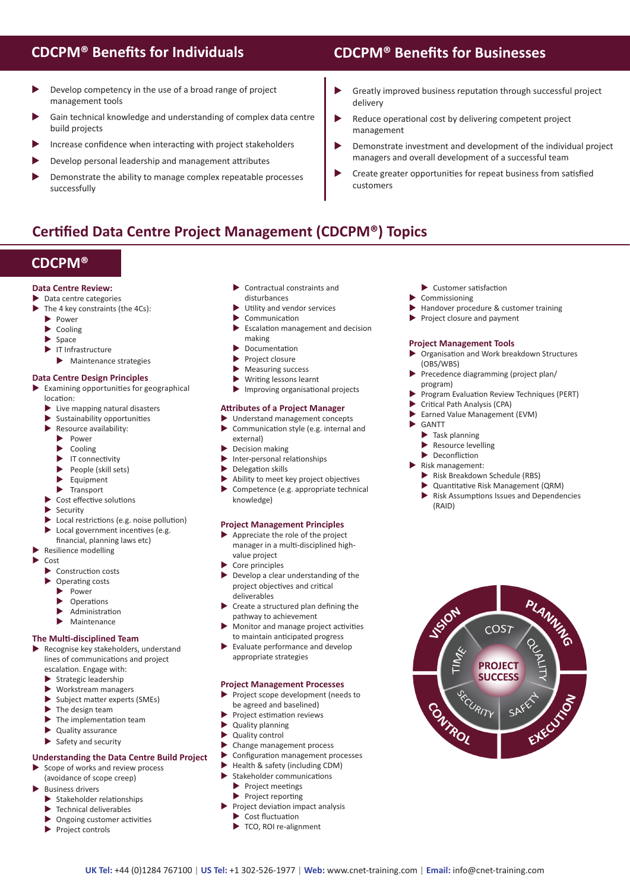## CDCPM® Benefits for Individuals

- Develop competency in the use of a broad range of project management tools
- Gain technical knowledge and understanding of complex data centre build projects
- Increase confidence when interacting with project stakeholders
- Develop personal leadership and management attributes
- Demonstrate the ability to manage complex repeatable processes successfully

## CDCPM® Benefits for Businesses

- Greatly improved business reputation through successful project delivery
- Reduce operational cost by delivering competent project management
- Demonstrate investment and development of the individual project managers and overall development of a successful team
- Create greater opportunities for repeat business from satisfied customers

# Certified Data Centre Project Management (CDCPM®) Topics

## CDCPM®

### Data Centre Review:

- Data centre categories
- The 4 key constraints (the 4Cs):
  - Power
  - Cooling
  - Space
  - IT Infrastructure
    - Maintenance strategies

### Data Centre Design Principles

- Examining opportunities for geographical location:
  - Live mapping natural disasters
  - Sustainability opportunities
  - Resource availability:
    - Power
    - Cooling
    - IT connectivity
    - People (skill sets)
    - Equipment
    - Transport
  - Cost effective solutions
  - Security
  - Local restrictions (e.g. noise pollution)
  - Local government incentives (e.g. financial, planning laws etc)
- Resilience modelling
- Cost
  - Construction costs
  - Operating costs
    - Power
    - Operations
    - Administration
    - Maintenance

### The Multi-disciplined Team

- Recognise key stakeholders, understand lines of communications and project escalation. Engage with:
  - Strategic leadership
  - Workstream managers
  - Subject matter experts (SMEs)
  - The design team
  - The implementation team
  - Quality assurance
  - Safety and security

### Understanding the Data Centre Build Project

- Scope of works and review process (avoidance of scope creep)
- Business drivers
  - Stakeholder relationships
  - Technical deliverables
  - Ongoing customer activities
  - Project controls
  - Contractual constraints and disturbances
  - Utility and vendor services
  - Communication
  - Escalation management and decision making
  - Documentation
  - Project closure
  - Measuring success
  - Writing lessons learnt
  - Improving organisational projects

### Attributes of a Project Manager

- Understand management concepts
- Communication style (e.g. internal and external)
- Decision making
- Inter-personal relationships
- Delegation skills
- Ability to meet key project objectives
- Competence (e.g. appropriate technical knowledge)

### Project Management Principles

- Appreciate the role of the project manager in a multi-disciplined high-value project
- Core principles
- Develop a clear understanding of the project objectives and critical deliverables
- Create a structured plan defining the pathway to achievement
- Monitor and manage project activities to maintain anticipated progress
- Evaluate performance and develop appropriate strategies

### Project Management Processes

- Project scope development (needs to be agreed and baselined)
- Project estimation reviews
- Quality planning
- Quality control
- Change management process
- Configuration management processes
- Health & safety (including CDM)
- Stakeholder communications
  - Project meetings
  - Project reporting
- Project deviation impact analysis
  - Cost fluctuation
  - TCO, ROI re-alignment
  - Customer satisfaction
- Commissioning
- Handover procedure & customer training
- Project closure and payment

### Project Management Tools

- Organisation and Work breakdown Structures (OBS/WBS)
- Precedence diagramming (project plan/ program)
- Program Evaluation Review Techniques (PERT)
- Critical Path Analysis (CPA)
- Earned Value Management (EVM)
- GANTT
  - Task planning
  - Resource levelling
  - Deconfliction
- Risk management:
  - Risk Breakdown Schedule (RBS)
  - Quantitative Risk Management (QRM)
  - Risk Assumptions Issues and Dependencies (RAID)

VISION
PLANNING
EXECUTION
CONTROL
COST
QUALITY
SAFETY
SECURITY
TIME
PROJECT SUCCESS

**UK Tel:** +44 (0)1284 767100 | **US Tel:** +1 302-526-1977 | **Web:** www.cnet-training.com | **Email:** info@cnet-training.com